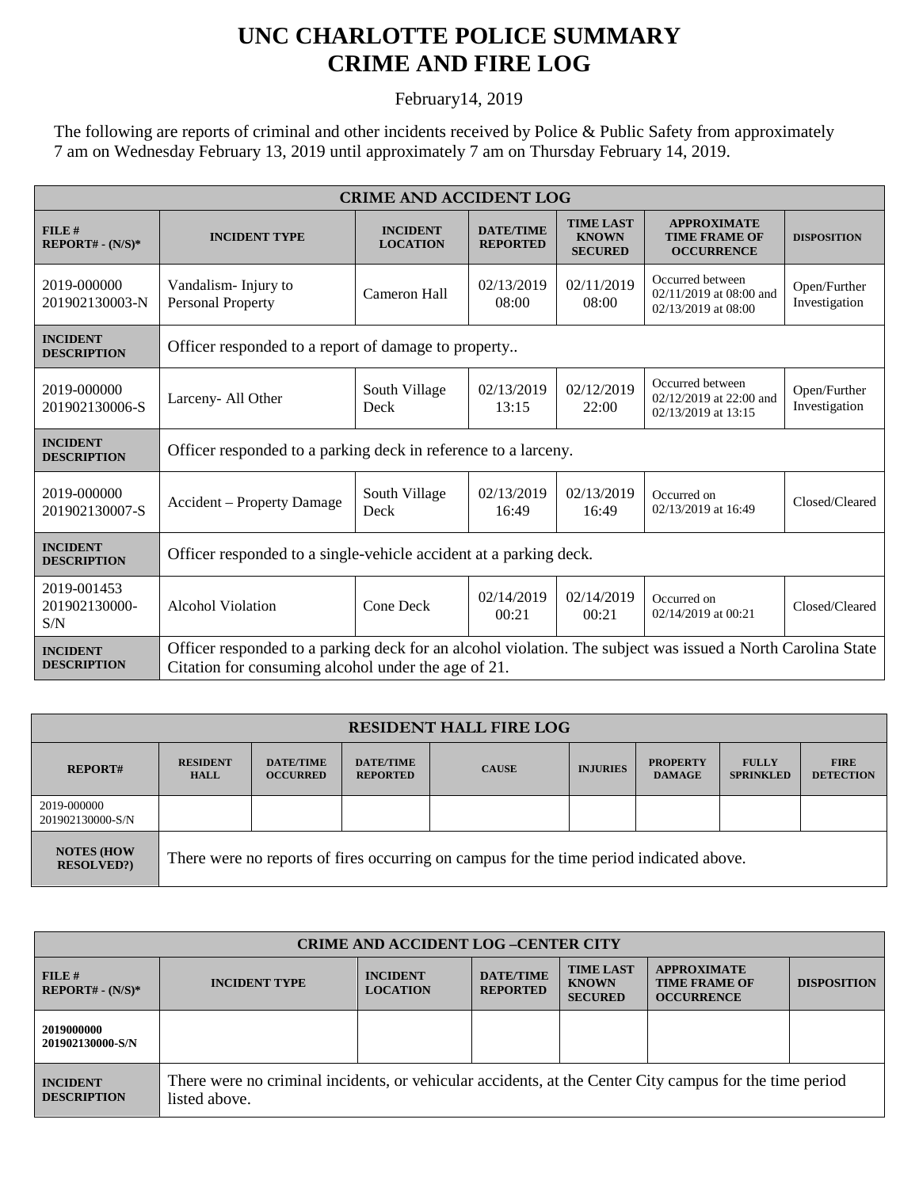# UNC CHARLOTTE POLICE SUMMARY
# CRIME AND FIRE LOG

February14, 2019

The following are reports of criminal and other incidents received by Police & Public Safety from approximately 7 am on Wednesday February 13, 2019 until approximately 7 am on Thursday February 14, 2019.

| CRIME AND ACCIDENT LOG | | | | | | |
|---|---|---|---|---|---|---|
| **FILE # REPORT# - (N/S)*** | **INCIDENT TYPE** | **INCIDENT LOCATION** | **DATE/TIME REPORTED** | **TIME LAST KNOWN SECURED** | **APPROXIMATE TIME FRAME OF OCCURRENCE** | **DISPOSITION** |
| 2019-000000 201902130003-N | Vandalism- Injury to Personal Property | Cameron Hall | 02/13/2019 08:00 | 02/11/2019 08:00 | Occurred between 02/11/2019 at 08:00 and 02/13/2019 at 08:00 | Open/Further Investigation |
| **INCIDENT DESCRIPTION** | Officer responded to a report of damage to property.. | | | | | |
| 2019-000000 201902130006-S | Larceny- All Other | South Village Deck | 02/13/2019 13:15 | 02/12/2019 22:00 | Occurred between 02/12/2019 at 22:00 and 02/13/2019 at 13:15 | Open/Further Investigation |
| **INCIDENT DESCRIPTION** | Officer responded to a parking deck in reference to a larceny. | | | | | |
| 2019-000000 201902130007-S | Accident – Property Damage | South Village Deck | 02/13/2019 16:49 | 02/13/2019 16:49 | Occurred on 02/13/2019 at 16:49 | Closed/Cleared |
| **INCIDENT DESCRIPTION** | Officer responded to a single-vehicle accident at a parking deck. | | | | | |
| 2019-001453 201902130000-S/N | Alcohol Violation | Cone Deck | 02/14/2019 00:21 | 02/14/2019 00:21 | Occurred on 02/14/2019 at 00:21 | Closed/Cleared |
| **INCIDENT DESCRIPTION** | Officer responded to a parking deck for an alcohol violation. The subject was issued a North Carolina State Citation for consuming alcohol under the age of 21. | | | | | |

| RESIDENT HALL FIRE LOG | | | | | | | | |
|---|---|---|---|---|---|---|---|---|
| **REPORT#** | **RESIDENT HALL** | **DATE/TIME OCCURRED** | **DATE/TIME REPORTED** | **CAUSE** | **INJURIES** | **PROPERTY DAMAGE** | **FULLY SPRINKLED** | **FIRE DETECTION** |
| 2019-000000 201902130000-S/N | | | | | | | | |
| **NOTES (HOW RESOLVED?)** | There were no reports of fires occurring on campus for the time period indicated above. | | | | | | | |

| CRIME AND ACCIDENT LOG –CENTER CITY | | | | | | |
|---|---|---|---|---|---|---|
| **FILE # REPORT# - (N/S)*** | **INCIDENT TYPE** | **INCIDENT LOCATION** | **DATE/TIME REPORTED** | **TIME LAST KNOWN SECURED** | **APPROXIMATE TIME FRAME OF OCCURRENCE** | **DISPOSITION** |
| **2019000000 201902130000-S/N** | | | | | | |
| **INCIDENT DESCRIPTION** | There were no criminal incidents, or vehicular accidents, at the Center City campus for the time period listed above. | | | | | |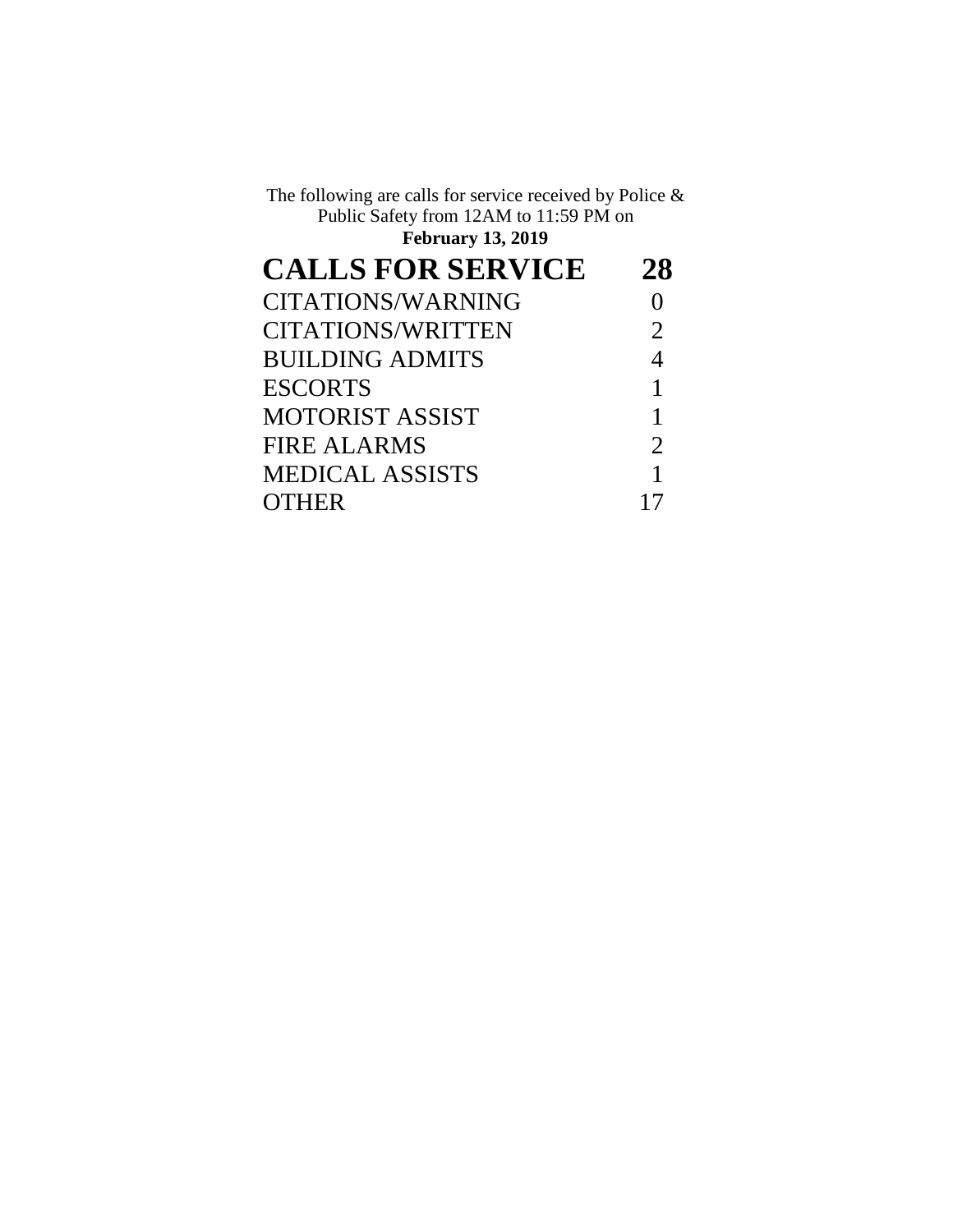The following are calls for service received by Police & Public Safety from 12AM to 11:59 PM on

**February 13, 2019**

| | |
|---|---|
| **CALLS FOR SERVICE** | **28** |
| CITATIONS/WARNING | 0 |
| CITATIONS/WRITTEN | 2 |
| BUILDING ADMITS | 4 |
| ESCORTS | 1 |
| MOTORIST ASSIST | 1 |
| FIRE ALARMS | 2 |
| MEDICAL ASSISTS | 1 |
| OTHER | 17 |